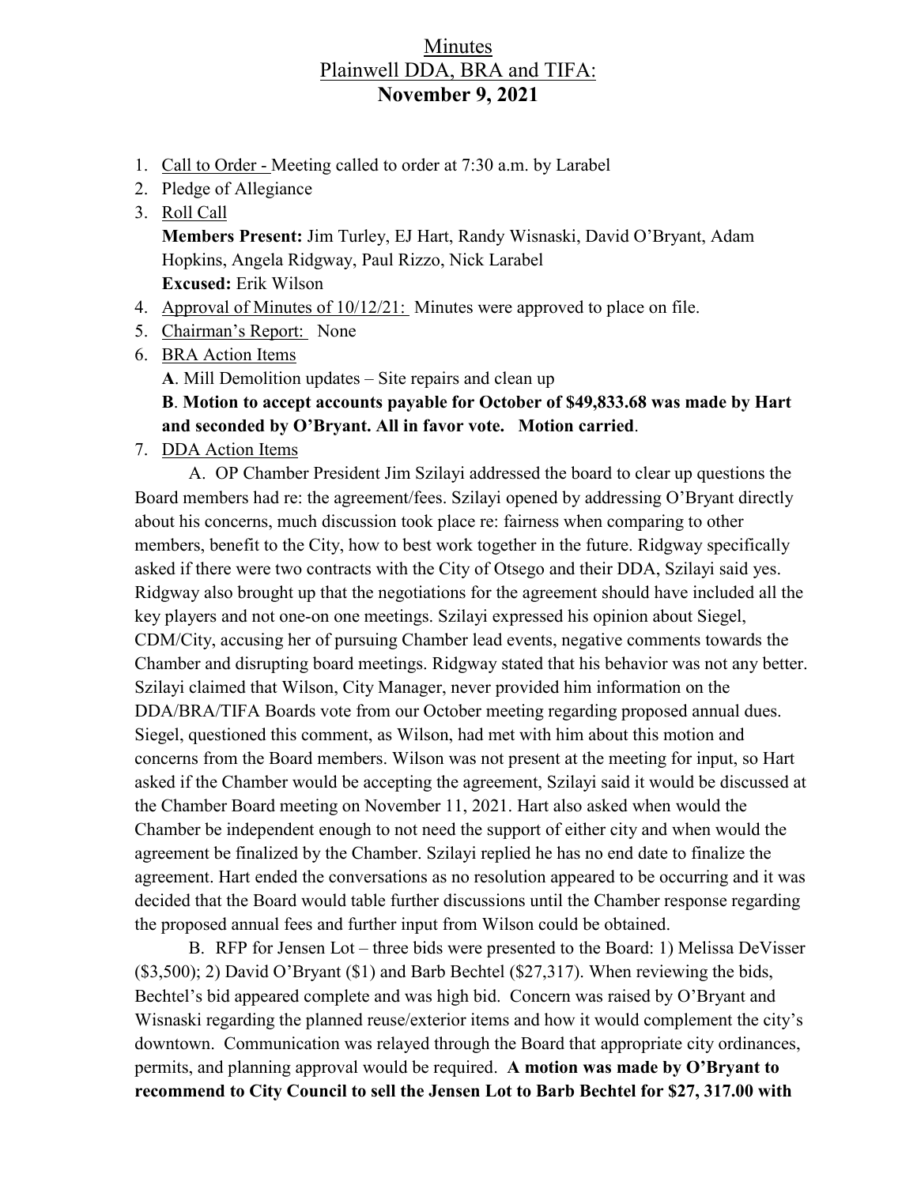# Minutes
## Plainwell DDA, BRA and TIFA:
## November 9, 2021

1. Call to Order - Meeting called to order at 7:30 a.m. by Larabel
2. Pledge of Allegiance
3. Roll Call
   **Members Present:** Jim Turley, EJ Hart, Randy Wisnaski, David O'Bryant, Adam Hopkins, Angela Ridgway, Paul Rizzo, Nick Larabel
   **Excused:** Erik Wilson
4. Approval of Minutes of 10/12/21: Minutes were approved to place on file.
5. Chairman's Report: None
6. BRA Action Items
   **A**. Mill Demolition updates – Site repairs and clean up
   **B**. **Motion to accept accounts payable for October of $49,833.68 was made by Hart and seconded by O'Bryant. All in favor vote. Motion carried**.
7. DDA Action Items

A. OP Chamber President Jim Szilayi addressed the board to clear up questions the Board members had re: the agreement/fees. Szilayi opened by addressing O'Bryant directly about his concerns, much discussion took place re: fairness when comparing to other members, benefit to the City, how to best work together in the future. Ridgway specifically asked if there were two contracts with the City of Otsego and their DDA, Szilayi said yes. Ridgway also brought up that the negotiations for the agreement should have included all the key players and not one-on one meetings. Szilayi expressed his opinion about Siegel, CDM/City, accusing her of pursuing Chamber lead events, negative comments towards the Chamber and disrupting board meetings. Ridgway stated that his behavior was not any better. Szilayi claimed that Wilson, City Manager, never provided him information on the DDA/BRA/TIFA Boards vote from our October meeting regarding proposed annual dues. Siegel, questioned this comment, as Wilson, had met with him about this motion and concerns from the Board members. Wilson was not present at the meeting for input, so Hart asked if the Chamber would be accepting the agreement, Szilayi said it would be discussed at the Chamber Board meeting on November 11, 2021. Hart also asked when would the Chamber be independent enough to not need the support of either city and when would the agreement be finalized by the Chamber. Szilayi replied he has no end date to finalize the agreement. Hart ended the conversations as no resolution appeared to be occurring and it was decided that the Board would table further discussions until the Chamber response regarding the proposed annual fees and further input from Wilson could be obtained.

B. RFP for Jensen Lot – three bids were presented to the Board: 1) Melissa DeVisser ($3,500); 2) David O'Bryant ($1) and Barb Bechtel ($27,317). When reviewing the bids, Bechtel's bid appeared complete and was high bid. Concern was raised by O'Bryant and Wisnaski regarding the planned reuse/exterior items and how it would complement the city's downtown. Communication was relayed through the Board that appropriate city ordinances, permits, and planning approval would be required. **A motion was made by O'Bryant to recommend to City Council to sell the Jensen Lot to Barb Bechtel for $27, 317.00 with**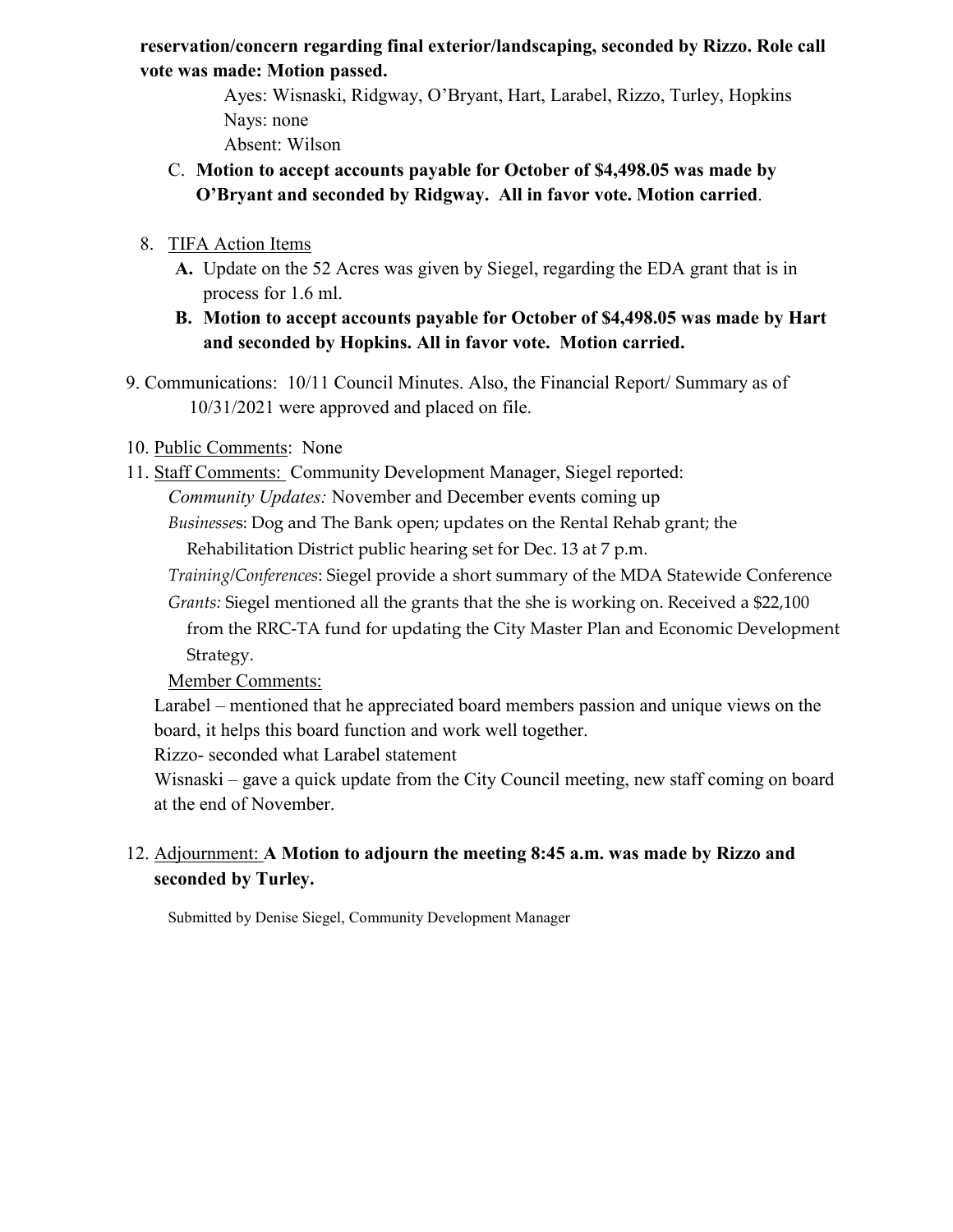**reservation/concern regarding final exterior/landscaping, seconded by Rizzo. Role call vote was made: Motion passed.**

Ayes: Wisnaski, Ridgway, O'Bryant, Hart, Larabel, Rizzo, Turley, Hopkins
Nays: none
Absent: Wilson

C. **Motion to accept accounts payable for October of $4,498.05 was made by O'Bryant and seconded by Ridgway. All in favor vote. Motion carried**.

8. TIFA Action Items
   A. Update on the 52 Acres was given by Siegel, regarding the EDA grant that is in process for 1.6 ml.
   B. **Motion to accept accounts payable for October of $4,498.05 was made by Hart and seconded by Hopkins. All in favor vote. Motion carried.**

9. Communications: 10/11 Council Minutes. Also, the Financial Report/ Summary as of 10/31/2021 were approved and placed on file.

10. Public Comments: None

11. Staff Comments: Community Development Manager, Siegel reported:
    *Community Updates:* November and December events coming up
    *Businesses*: Dog and The Bank open; updates on the Rental Rehab grant; the Rehabilitation District public hearing set for Dec. 13 at 7 p.m.
    *Training/Conferences*: Siegel provide a short summary of the MDA Statewide Conference
    *Grants:* Siegel mentioned all the grants that the she is working on. Received a $22,100 from the RRC-TA fund for updating the City Master Plan and Economic Development Strategy.

    Member Comments:

    Larabel – mentioned that he appreciated board members passion and unique views on the board, it helps this board function and work well together.
    Rizzo- seconded what Larabel statement
    Wisnaski – gave a quick update from the City Council meeting, new staff coming on board at the end of November.

12. Adjournment: **A Motion to adjourn the meeting 8:45 a.m. was made by Rizzo and seconded by Turley.**

Submitted by Denise Siegel, Community Development Manager